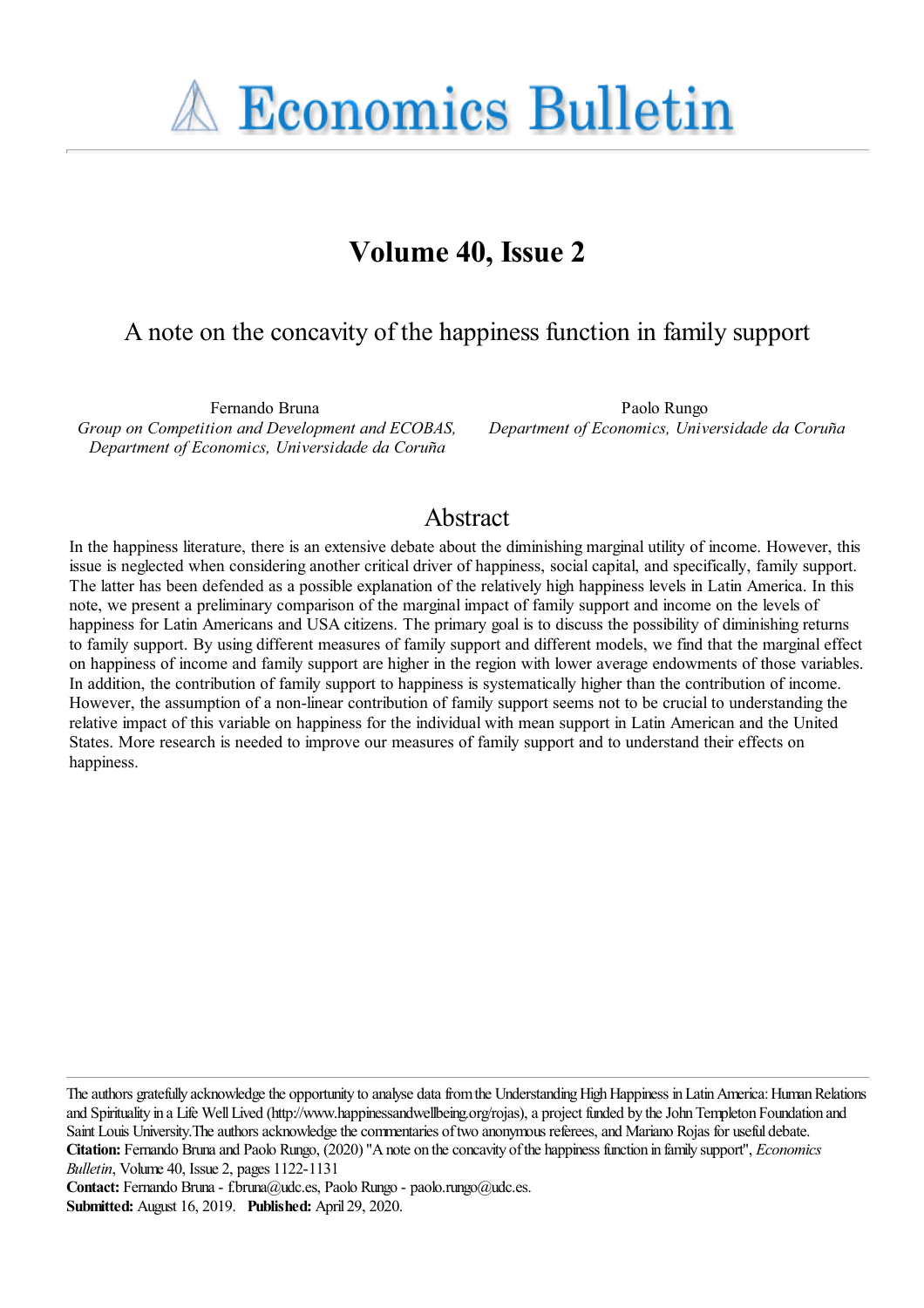# Economics Bulletin

## Volume 40, Issue 2

### A note on the concavity of the happiness function in family support

Fernando Bruna
*Group on Competition and Development and ECOBAS, Department of Economics, Universidade da Coruña*

Paolo Rungo
*Department of Economics, Universidade da Coruña*

## Abstract

In the happiness literature, there is an extensive debate about the diminishing marginal utility of income. However, this issue is neglected when considering another critical driver of happiness, social capital, and specifically, family support. The latter has been defended as a possible explanation of the relatively high happiness levels in Latin America. In this note, we present a preliminary comparison of the marginal impact of family support and income on the levels of happiness for Latin Americans and USA citizens. The primary goal is to discuss the possibility of diminishing returns to family support. By using different measures of family support and different models, we find that the marginal effect on happiness of income and family support are higher in the region with lower average endowments of those variables. In addition, the contribution of family support to happiness is systematically higher than the contribution of income. However, the assumption of a non-linear contribution of family support seems not to be crucial to understanding the relative impact of this variable on happiness for the individual with mean support in Latin American and the United States. More research is needed to improve our measures of family support and to understand their effects on happiness.

The authors gratefully acknowledge the opportunity to analyse data from the Understanding High Happiness in Latin America: Human Relations and Spirituality in a Life Well Lived (http://www.happinessandwellbeing.org/rojas), a project funded by the John Templeton Foundation and Saint Louis University.The authors acknowledge the commentaries of two anonymous referees, and Mariano Rojas for useful debate.
**Citation:** Fernando Bruna and Paolo Rungo, (2020) "A note on the concavity of the happiness function in family support", *Economics Bulletin*, Volume 40, Issue 2, pages 1122-1131
**Contact:** Fernando Bruna - f.bruna@udc.es, Paolo Rungo - paolo.rungo@udc.es.
**Submitted:** August 16, 2019. **Published:** April 29, 2020.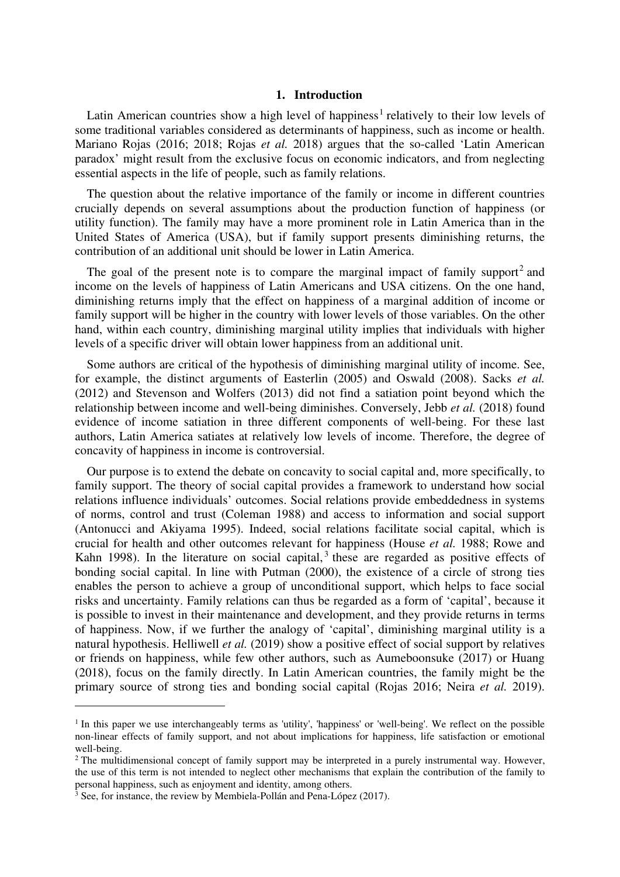## 1. Introduction

Latin American countries show a high level of happiness[1] relatively to their low levels of some traditional variables considered as determinants of happiness, such as income or health. Mariano Rojas (2016; 2018; Rojas *et al.* 2018) argues that the so-called 'Latin American paradox' might result from the exclusive focus on economic indicators, and from neglecting essential aspects in the life of people, such as family relations.

The question about the relative importance of the family or income in different countries crucially depends on several assumptions about the production function of happiness (or utility function). The family may have a more prominent role in Latin America than in the United States of America (USA), but if family support presents diminishing returns, the contribution of an additional unit should be lower in Latin America.

The goal of the present note is to compare the marginal impact of family support[2] and income on the levels of happiness of Latin Americans and USA citizens. On the one hand, diminishing returns imply that the effect on happiness of a marginal addition of income or family support will be higher in the country with lower levels of those variables. On the other hand, within each country, diminishing marginal utility implies that individuals with higher levels of a specific driver will obtain lower happiness from an additional unit.

Some authors are critical of the hypothesis of diminishing marginal utility of income. See, for example, the distinct arguments of Easterlin (2005) and Oswald (2008). Sacks *et al.* (2012) and Stevenson and Wolfers (2013) did not find a satiation point beyond which the relationship between income and well-being diminishes. Conversely, Jebb *et al.* (2018) found evidence of income satiation in three different components of well-being. For these last authors, Latin America satiates at relatively low levels of income. Therefore, the degree of concavity of happiness in income is controversial.

Our purpose is to extend the debate on concavity to social capital and, more specifically, to family support. The theory of social capital provides a framework to understand how social relations influence individuals' outcomes. Social relations provide embeddedness in systems of norms, control and trust (Coleman 1988) and access to information and social support (Antonucci and Akiyama 1995). Indeed, social relations facilitate social capital, which is crucial for health and other outcomes relevant for happiness (House *et al.* 1988; Rowe and Kahn 1998). In the literature on social capital,[3] these are regarded as positive effects of bonding social capital. In line with Putman (2000), the existence of a circle of strong ties enables the person to achieve a group of unconditional support, which helps to face social risks and uncertainty. Family relations can thus be regarded as a form of 'capital', because it is possible to invest in their maintenance and development, and they provide returns in terms of happiness. Now, if we further the analogy of 'capital', diminishing marginal utility is a natural hypothesis. Helliwell *et al.* (2019) show a positive effect of social support by relatives or friends on happiness, while few other authors, such as Aumeboonsuke (2017) or Huang (2018), focus on the family directly. In Latin American countries, the family might be the primary source of strong ties and bonding social capital (Rojas 2016; Neira *et al.* 2019).

[1] In this paper we use interchangeably terms as 'utility', 'happiness' or 'well-being'. We reflect on the possible non-linear effects of family support, and not about implications for happiness, life satisfaction or emotional well-being.

[2] The multidimensional concept of family support may be interpreted in a purely instrumental way. However, the use of this term is not intended to neglect other mechanisms that explain the contribution of the family to personal happiness, such as enjoyment and identity, among others.

[3] See, for instance, the review by Membiela-Pollán and Pena-López (2017).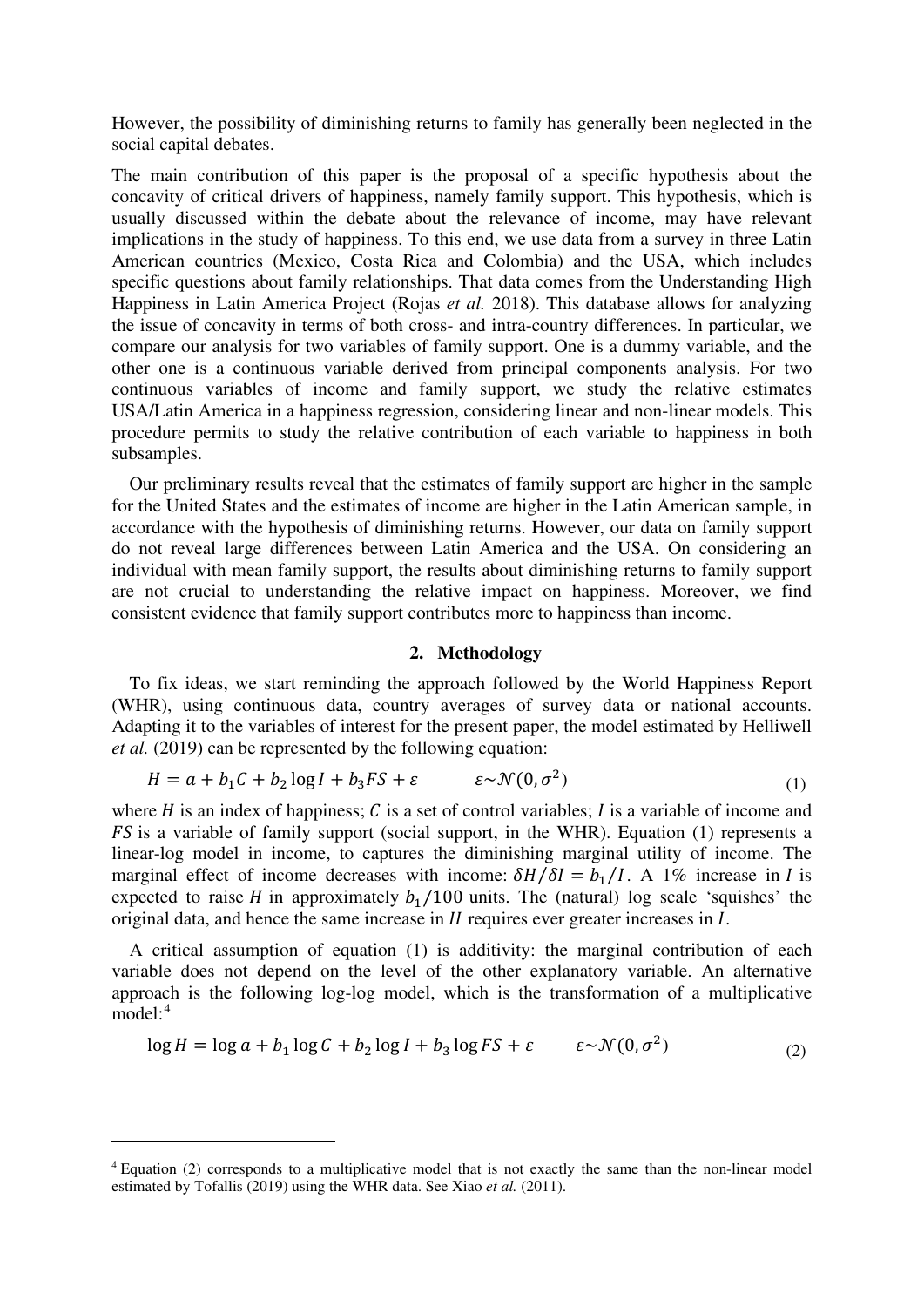However, the possibility of diminishing returns to family has generally been neglected in the social capital debates.

The main contribution of this paper is the proposal of a specific hypothesis about the concavity of critical drivers of happiness, namely family support. This hypothesis, which is usually discussed within the debate about the relevance of income, may have relevant implications in the study of happiness. To this end, we use data from a survey in three Latin American countries (Mexico, Costa Rica and Colombia) and the USA, which includes specific questions about family relationships. That data comes from the Understanding High Happiness in Latin America Project (Rojas *et al.* 2018). This database allows for analyzing the issue of concavity in terms of both cross- and intra-country differences. In particular, we compare our analysis for two variables of family support. One is a dummy variable, and the other one is a continuous variable derived from principal components analysis. For two continuous variables of income and family support, we study the relative estimates USA/Latin America in a happiness regression, considering linear and non-linear models. This procedure permits to study the relative contribution of each variable to happiness in both subsamples.

Our preliminary results reveal that the estimates of family support are higher in the sample for the United States and the estimates of income are higher in the Latin American sample, in accordance with the hypothesis of diminishing returns. However, our data on family support do not reveal large differences between Latin America and the USA. On considering an individual with mean family support, the results about diminishing returns to family support are not crucial to understanding the relative impact on happiness. Moreover, we find consistent evidence that family support contributes more to happiness than income.

## 2. Methodology

To fix ideas, we start reminding the approach followed by the World Happiness Report (WHR), using continuous data, country averages of survey data or national accounts. Adapting it to the variables of interest for the present paper, the model estimated by Helliwell *et al.* (2019) can be represented by the following equation:

$$H = a + b_1 C + b_2 \log I + b_3 FS + \varepsilon \qquad \varepsilon \sim \mathcal{N}(0, \sigma^2) \tag{1}$$

where $H$ is an index of happiness; $C$ is a set of control variables; $I$ is a variable of income and $FS$ is a variable of family support (social support, in the WHR). Equation (1) represents a linear-log model in income, to captures the diminishing marginal utility of income. The marginal effect of income decreases with income: $\delta H / \delta I = b_1 / I$. A 1% increase in $I$ is expected to raise $H$ in approximately $b_1/100$ units. The (natural) log scale 'squishes' the original data, and hence the same increase in $H$ requires ever greater increases in $I$.

A critical assumption of equation (1) is additivity: the marginal contribution of each variable does not depend on the level of the other explanatory variable. An alternative approach is the following log-log model, which is the transformation of a multiplicative model:[4]

$$\log H = \log a + b_1 \log C + b_2 \log I + b_3 \log FS + \varepsilon \qquad \varepsilon \sim \mathcal{N}(0, \sigma^2) \tag{2}$$

[4] Equation (2) corresponds to a multiplicative model that is not exactly the same than the non-linear model estimated by Tofallis (2019) using the WHR data. See Xiao *et al.* (2011).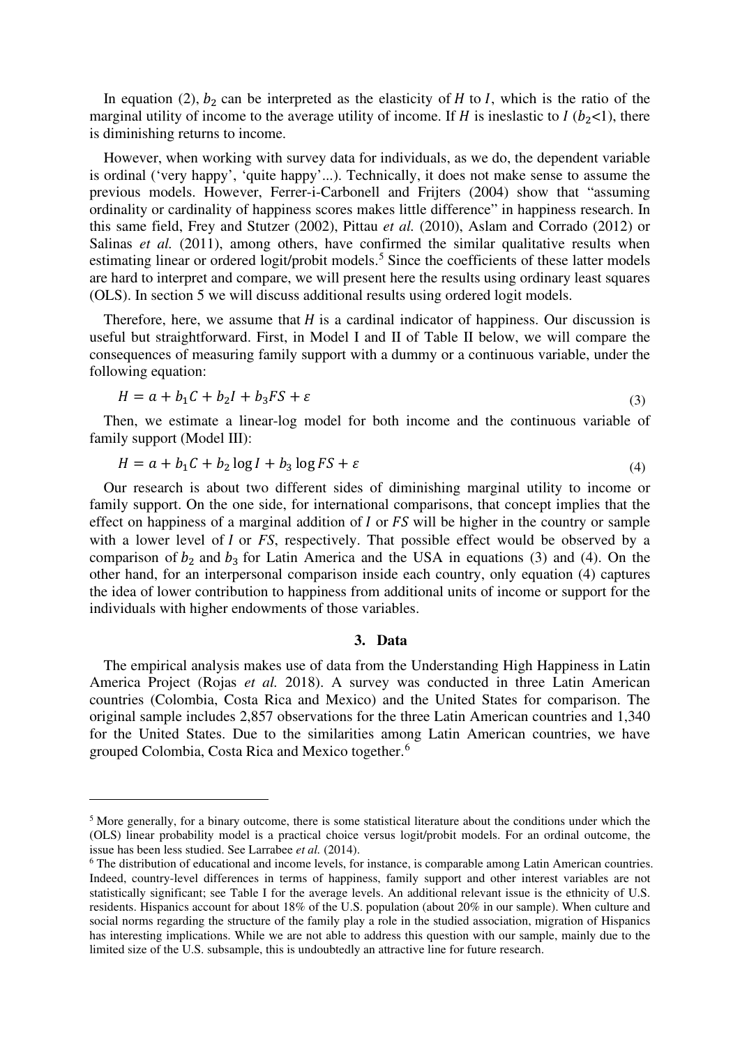In equation (2), $b_2$ can be interpreted as the elasticity of $H$ to $I$, which is the ratio of the marginal utility of income to the average utility of income. If $H$ is ineslastic to $I$ ($b_2$<1), there is diminishing returns to income.

However, when working with survey data for individuals, as we do, the dependent variable is ordinal ('very happy', 'quite happy'...). Technically, it does not make sense to assume the previous models. However, Ferrer-i-Carbonell and Frijters (2004) show that "assuming ordinality or cardinality of happiness scores makes little difference" in happiness research. In this same field, Frey and Stutzer (2002), Pittau *et al.* (2010), Aslam and Corrado (2012) or Salinas *et al.* (2011), among others, have confirmed the similar qualitative results when estimating linear or ordered logit/probit models.[5] Since the coefficients of these latter models are hard to interpret and compare, we will present here the results using ordinary least squares (OLS). In section 5 we will discuss additional results using ordered logit models.

Therefore, here, we assume that $H$ is a cardinal indicator of happiness. Our discussion is useful but straightforward. First, in Model I and II of Table II below, we will compare the consequences of measuring family support with a dummy or a continuous variable, under the following equation:

$$H = a + b_1 C + b_2 I + b_3 FS + \varepsilon \tag{3}$$

Then, we estimate a linear-log model for both income and the continuous variable of family support (Model III):

$$H = a + b_1 C + b_2 \log I + b_3 \log FS + \varepsilon \tag{4}$$

Our research is about two different sides of diminishing marginal utility to income or family support. On the one side, for international comparisons, that concept implies that the effect on happiness of a marginal addition of $I$ or $FS$ will be higher in the country or sample with a lower level of $I$ or $FS$, respectively. That possible effect would be observed by a comparison of $b_2$ and $b_3$ for Latin America and the USA in equations (3) and (4). On the other hand, for an interpersonal comparison inside each country, only equation (4) captures the idea of lower contribution to happiness from additional units of income or support for the individuals with higher endowments of those variables.

## 3. Data

The empirical analysis makes use of data from the Understanding High Happiness in Latin America Project (Rojas *et al.* 2018). A survey was conducted in three Latin American countries (Colombia, Costa Rica and Mexico) and the United States for comparison. The original sample includes 2,857 observations for the three Latin American countries and 1,340 for the United States. Due to the similarities among Latin American countries, we have grouped Colombia, Costa Rica and Mexico together.[6]

---

[5] More generally, for a binary outcome, there is some statistical literature about the conditions under which the (OLS) linear probability model is a practical choice versus logit/probit models. For an ordinal outcome, the issue has been less studied. See Larrabee *et al.* (2014).

[6] The distribution of educational and income levels, for instance, is comparable among Latin American countries. Indeed, country-level differences in terms of happiness, family support and other interest variables are not statistically significant; see Table I for the average levels. An additional relevant issue is the ethnicity of U.S. residents. Hispanics account for about 18% of the U.S. population (about 20% in our sample). When culture and social norms regarding the structure of the family play a role in the studied association, migration of Hispanics has interesting implications. While we are not able to address this question with our sample, mainly due to the limited size of the U.S. subsample, this is undoubtedly an attractive line for future research.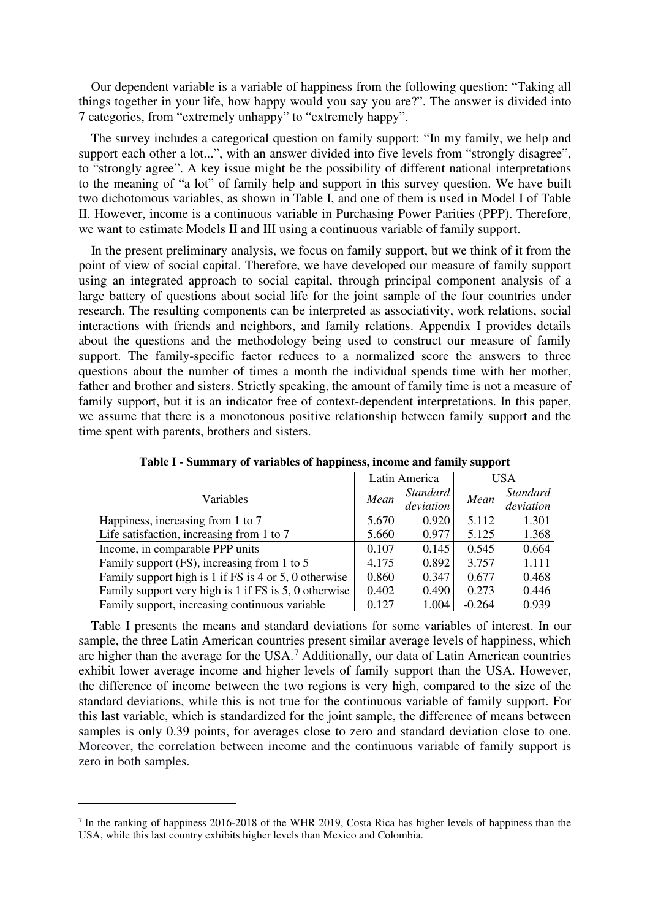Our dependent variable is a variable of happiness from the following question: "Taking all things together in your life, how happy would you say you are?". The answer is divided into 7 categories, from "extremely unhappy" to "extremely happy".

The survey includes a categorical question on family support: "In my family, we help and support each other a lot...", with an answer divided into five levels from "strongly disagree", to "strongly agree". A key issue might be the possibility of different national interpretations to the meaning of "a lot" of family help and support in this survey question. We have built two dichotomous variables, as shown in Table I, and one of them is used in Model I of Table II. However, income is a continuous variable in Purchasing Power Parities (PPP). Therefore, we want to estimate Models II and III using a continuous variable of family support.

In the present preliminary analysis, we focus on family support, but we think of it from the point of view of social capital. Therefore, we have developed our measure of family support using an integrated approach to social capital, through principal component analysis of a large battery of questions about social life for the joint sample of the four countries under research. The resulting components can be interpreted as associativity, work relations, social interactions with friends and neighbors, and family relations. Appendix I provides details about the questions and the methodology being used to construct our measure of family support. The family-specific factor reduces to a normalized score the answers to three questions about the number of times a month the individual spends time with her mother, father and brother and sisters. Strictly speaking, the amount of family time is not a measure of family support, but it is an indicator free of context-dependent interpretations. In this paper, we assume that there is a monotonous positive relationship between family support and the time spent with parents, brothers and sisters.

**Table I - Summary of variables of happiness, income and family support**

| Variables | Latin America | | USA | |
|---|---|---|---|---|
| | *Mean* | *Standard deviation* | *Mean* | *Standard deviation* |
| Happiness, increasing from 1 to 7 | 5.670 | 0.920 | 5.112 | 1.301 |
| Life satisfaction, increasing from 1 to 7 | 5.660 | 0.977 | 5.125 | 1.368 |
| Income, in comparable PPP units | 0.107 | 0.145 | 0.545 | 0.664 |
| Family support (FS), increasing from 1 to 5 | 4.175 | 0.892 | 3.757 | 1.111 |
| Family support high is 1 if FS is 4 or 5, 0 otherwise | 0.860 | 0.347 | 0.677 | 0.468 |
| Family support very high is 1 if FS is 5, 0 otherwise | 0.402 | 0.490 | 0.273 | 0.446 |
| Family support, increasing continuous variable | 0.127 | 1.004 | -0.264 | 0.939 |

Table I presents the means and standard deviations for some variables of interest. In our sample, the three Latin American countries present similar average levels of happiness, which are higher than the average for the USA.[7] Additionally, our data of Latin American countries exhibit lower average income and higher levels of family support than the USA. However, the difference of income between the two regions is very high, compared to the size of the standard deviations, while this is not true for the continuous variable of family support. For this last variable, which is standardized for the joint sample, the difference of means between samples is only 0.39 points, for averages close to zero and standard deviation close to one. Moreover, the correlation between income and the continuous variable of family support is zero in both samples.

[7] In the ranking of happiness 2016-2018 of the WHR 2019, Costa Rica has higher levels of happiness than the USA, while this last country exhibits higher levels than Mexico and Colombia.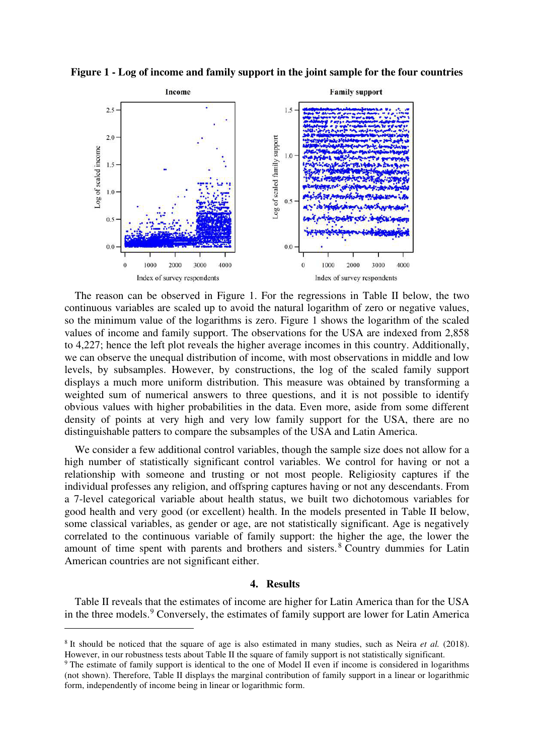**Figure 1 - Log of income and family support in the joint sample for the four countries**

Income

Log of scaled income

2.5
2.0
1.5
1.0
0.5
0.0

0 1000 2000 3000 4000

Index of survey respondents

Family support

Log of scaled family support

1.5
1.0
0.5
0.0

0 1000 2000 3000 4000

Index of survey respondents

The reason can be observed in Figure 1. For the regressions in Table II below, the two continuous variables are scaled up to avoid the natural logarithm of zero or negative values, so the minimum value of the logarithms is zero. Figure 1 shows the logarithm of the scaled values of income and family support. The observations for the USA are indexed from 2,858 to 4,227; hence the left plot reveals the higher average incomes in this country. Additionally, we can observe the unequal distribution of income, with most observations in middle and low levels, by subsamples. However, by constructions, the log of the scaled family support displays a much more uniform distribution. This measure was obtained by transforming a weighted sum of numerical answers to three questions, and it is not possible to identify obvious values with higher probabilities in the data. Even more, aside from some different density of points at very high and very low family support for the USA, there are no distinguishable patters to compare the subsamples of the USA and Latin America.

We consider a few additional control variables, though the sample size does not allow for a high number of statistically significant control variables. We control for having or not a relationship with someone and trusting or not most people. Religiosity captures if the individual professes any religion, and offspring captures having or not any descendants. From a 7-level categorical variable about health status, we built two dichotomous variables for good health and very good (or excellent) health. In the models presented in Table II below, some classical variables, as gender or age, are not statistically significant. Age is negatively correlated to the continuous variable of family support: the higher the age, the lower the amount of time spent with parents and brothers and sisters.[8] Country dummies for Latin American countries are not significant either.

## 4. Results

Table II reveals that the estimates of income are higher for Latin America than for the USA in the three models.[9] Conversely, the estimates of family support are lower for Latin America

[8] It should be noticed that the square of age is also estimated in many studies, such as Neira *et al.* (2018). However, in our robustness tests about Table II the square of family support is not statistically significant.

[9] The estimate of family support is identical to the one of Model II even if income is considered in logarithms (not shown). Therefore, Table II displays the marginal contribution of family support in a linear or logarithmic form, independently of income being in linear or logarithmic form.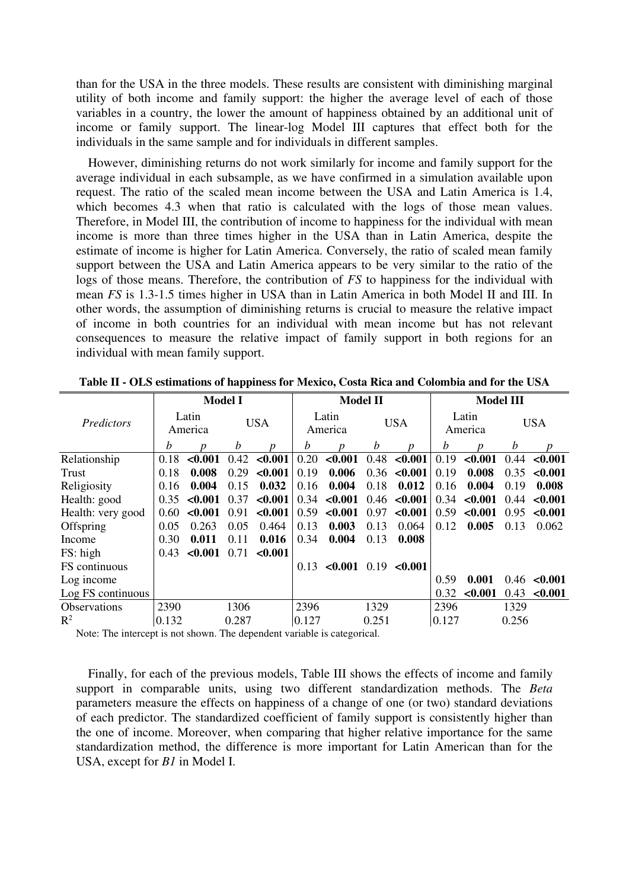than for the USA in the three models. These results are consistent with diminishing marginal utility of both income and family support: the higher the average level of each of those variables in a country, the lower the amount of happiness obtained by an additional unit of income or family support. The linear-log Model III captures that effect both for the individuals in the same sample and for individuals in different samples.

However, diminishing returns do not work similarly for income and family support for the average individual in each subsample, as we have confirmed in a simulation available upon request. The ratio of the scaled mean income between the USA and Latin America is 1.4, which becomes 4.3 when that ratio is calculated with the logs of those mean values. Therefore, in Model III, the contribution of income to happiness for the individual with mean income is more than three times higher in the USA than in Latin America, despite the estimate of income is higher for Latin America. Conversely, the ratio of scaled mean family support between the USA and Latin America appears to be very similar to the ratio of the logs of those means. Therefore, the contribution of *FS* to happiness for the individual with mean *FS* is 1.3-1.5 times higher in USA than in Latin America in both Model II and III. In other words, the assumption of diminishing returns is crucial to measure the relative impact of income in both countries for an individual with mean income but has not relevant consequences to measure the relative impact of family support in both regions for an individual with mean family support.

**Table II - OLS estimations of happiness for Mexico, Costa Rica and Colombia and for the USA**

| *Predictors* | **Model I** | | | | **Model II** | | | | **Model III** | | | |
|---|---|---|---|---|---|---|---|---|---|---|---|---|
| | Latin America | | USA | | Latin America | | USA | | Latin America | | USA | |
| | *b* | *p* | *b* | *p* | *b* | *p* | *b* | *p* | *b* | *p* | *b* | *p* |
| Relationship | 0.18 | **<0.001** | 0.42 | **<0.001** | 0.20 | **<0.001** | 0.48 | **<0.001** | 0.19 | **<0.001** | 0.44 | **<0.001** |
| Trust | 0.18 | **0.008** | 0.29 | **<0.001** | 0.19 | **0.006** | 0.36 | **<0.001** | 0.19 | **0.008** | 0.35 | **<0.001** |
| Religiosity | 0.16 | **0.004** | 0.15 | **0.032** | 0.16 | **0.004** | 0.18 | **0.012** | 0.16 | **0.004** | 0.19 | **0.008** |
| Health: good | 0.35 | **<0.001** | 0.37 | **<0.001** | 0.34 | **<0.001** | 0.46 | **<0.001** | 0.34 | **<0.001** | 0.44 | **<0.001** |
| Health: very good | 0.60 | **<0.001** | 0.91 | **<0.001** | 0.59 | **<0.001** | 0.97 | **<0.001** | 0.59 | **<0.001** | 0.95 | **<0.001** |
| Offspring | 0.05 | 0.263 | 0.05 | 0.464 | 0.13 | **0.003** | 0.13 | 0.064 | 0.12 | **0.005** | 0.13 | 0.062 |
| Income | 0.30 | **0.011** | 0.11 | **0.016** | 0.34 | **0.004** | 0.13 | **0.008** | | | | |
| FS: high | 0.43 | **<0.001** | 0.71 | **<0.001** | | | | | | | | |
| FS continuous | | | | | 0.13 | **<0.001** | 0.19 | **<0.001** | | | | |
| Log income | | | | | | | | | 0.59 | **0.001** | 0.46 | **<0.001** |
| Log FS continuous | | | | | | | | | 0.32 | **<0.001** | 0.43 | **<0.001** |
| Observations | 2390 | | 1306 | | 2396 | | 1329 | | 2396 | | 1329 | |
| $R^2$ | 0.132 | | 0.287 | | 0.127 | | 0.251 | | 0.127 | | 0.256 | |

Note: The intercept is not shown. The dependent variable is categorical.

Finally, for each of the previous models, Table III shows the effects of income and family support in comparable units, using two different standardization methods. The *Beta* parameters measure the effects on happiness of a change of one (or two) standard deviations of each predictor. The standardized coefficient of family support is consistently higher than the one of income. Moreover, when comparing that higher relative importance for the same standardization method, the difference is more important for Latin American than for the USA, except for *B1* in Model I.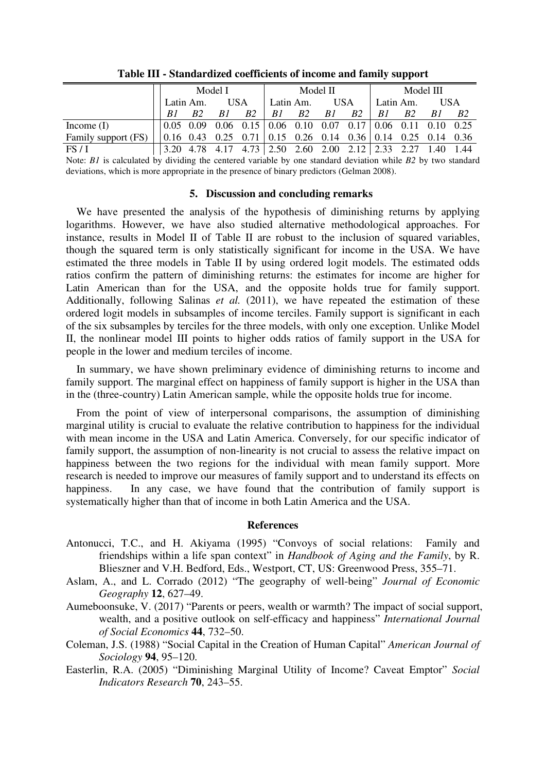**Table III - Standardized coefficients of income and family support**

| | Model I | | | | Model II | | | | Model III | | | |
|---|---|---|---|---|---|---|---|---|---|---|---|---|
| | Latin Am. | | USA | | Latin Am. | | USA | | Latin Am. | | USA | |
| | *B1* | *B2* | *B1* | *B2* | *B1* | *B2* | *B1* | *B2* | *B1* | *B2* | *B1* | *B2* |
| Income (I) | 0.05 | 0.09 | 0.06 | 0.15 | 0.06 | 0.10 | 0.07 | 0.17 | 0.06 | 0.11 | 0.10 | 0.25 |
| Family support (FS) | 0.16 | 0.43 | 0.25 | 0.71 | 0.15 | 0.26 | 0.14 | 0.36 | 0.14 | 0.25 | 0.14 | 0.36 |
| FS / I | 3.20 | 4.78 | 4.17 | 4.73 | 2.50 | 2.60 | 2.00 | 2.12 | 2.33 | 2.27 | 1.40 | 1.44 |

Note: *B1* is calculated by dividing the centered variable by one standard deviation while *B2* by two standard deviations, which is more appropriate in the presence of binary predictors (Gelman 2008).

## 5. Discussion and concluding remarks

We have presented the analysis of the hypothesis of diminishing returns by applying logarithms. However, we have also studied alternative methodological approaches. For instance, results in Model II of Table II are robust to the inclusion of squared variables, though the squared term is only statistically significant for income in the USA. We have estimated the three models in Table II by using ordered logit models. The estimated odds ratios confirm the pattern of diminishing returns: the estimates for income are higher for Latin American than for the USA, and the opposite holds true for family support. Additionally, following Salinas *et al.* (2011), we have repeated the estimation of these ordered logit models in subsamples of income terciles. Family support is significant in each of the six subsamples by terciles for the three models, with only one exception. Unlike Model II, the nonlinear model III points to higher odds ratios of family support in the USA for people in the lower and medium terciles of income.

In summary, we have shown preliminary evidence of diminishing returns to income and family support. The marginal effect on happiness of family support is higher in the USA than in the (three-country) Latin American sample, while the opposite holds true for income.

From the point of view of interpersonal comparisons, the assumption of diminishing marginal utility is crucial to evaluate the relative contribution to happiness for the individual with mean income in the USA and Latin America. Conversely, for our specific indicator of family support, the assumption of non-linearity is not crucial to assess the relative impact on happiness between the two regions for the individual with mean family support. More research is needed to improve our measures of family support and to understand its effects on happiness. In any case, we have found that the contribution of family support is systematically higher than that of income in both Latin America and the USA.

## References

Antonucci, T.C., and H. Akiyama (1995) "Convoys of social relations: Family and friendships within a life span context" in *Handbook of Aging and the Family*, by R. Blieszner and V.H. Bedford, Eds., Westport, CT, US: Greenwood Press, 355–71.

Aslam, A., and L. Corrado (2012) "The geography of well-being" *Journal of Economic Geography* **12**, 627–49.

Aumeboonsuke, V. (2017) "Parents or peers, wealth or warmth? The impact of social support, wealth, and a positive outlook on self-efficacy and happiness" *International Journal of Social Economics* **44**, 732–50.

Coleman, J.S. (1988) "Social Capital in the Creation of Human Capital" *American Journal of Sociology* **94**, 95–120.

Easterlin, R.A. (2005) "Diminishing Marginal Utility of Income? Caveat Emptor" *Social Indicators Research* **70**, 243–55.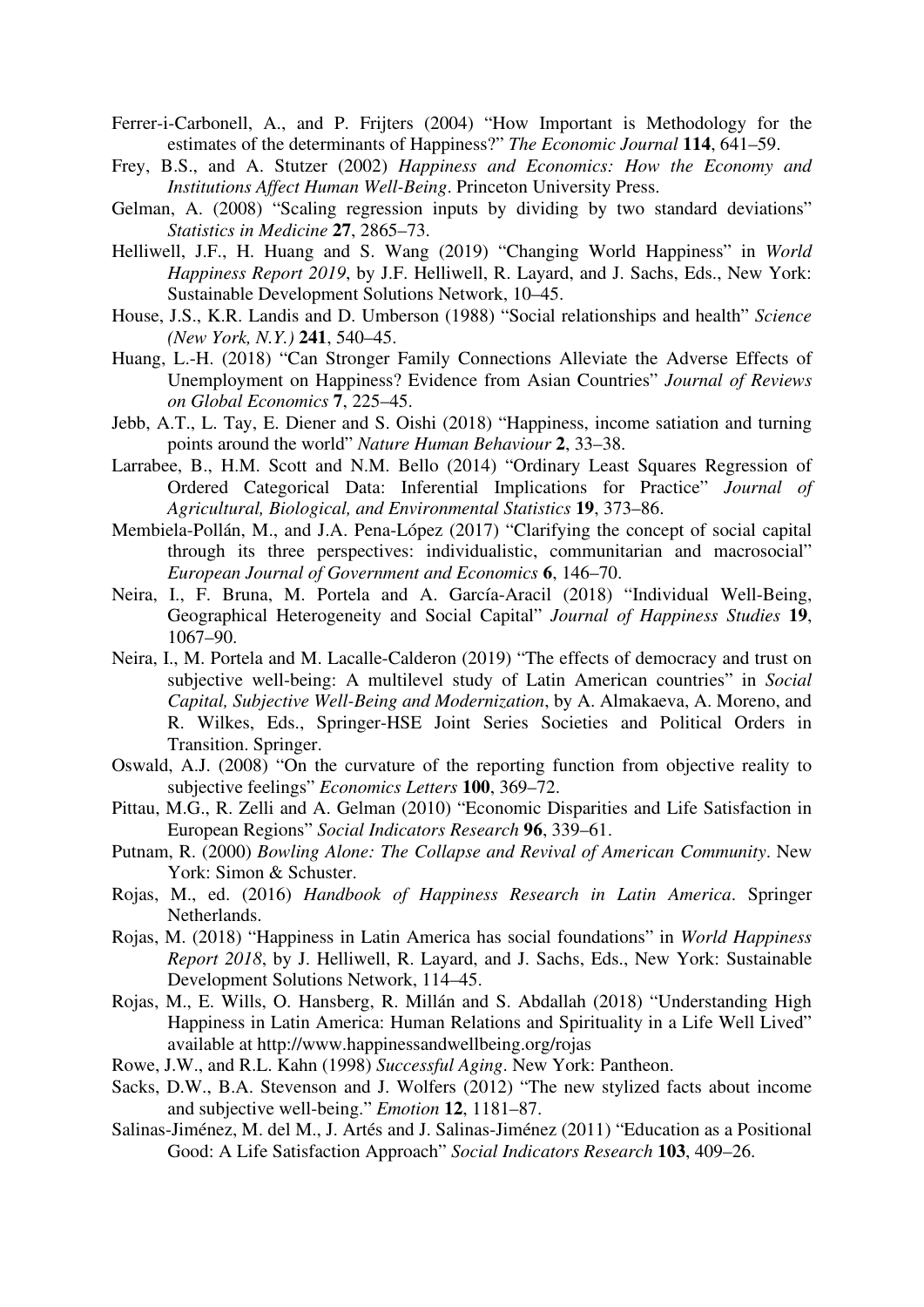Ferrer-i-Carbonell, A., and P. Frijters (2004) "How Important is Methodology for the estimates of the determinants of Happiness?" *The Economic Journal* **114**, 641–59.

Frey, B.S., and A. Stutzer (2002) *Happiness and Economics: How the Economy and Institutions Affect Human Well-Being*. Princeton University Press.

Gelman, A. (2008) "Scaling regression inputs by dividing by two standard deviations" *Statistics in Medicine* **27**, 2865–73.

Helliwell, J.F., H. Huang and S. Wang (2019) "Changing World Happiness" in *World Happiness Report 2019*, by J.F. Helliwell, R. Layard, and J. Sachs, Eds., New York: Sustainable Development Solutions Network, 10–45.

House, J.S., K.R. Landis and D. Umberson (1988) "Social relationships and health" *Science (New York, N.Y.)* **241**, 540–45.

Huang, L.-H. (2018) "Can Stronger Family Connections Alleviate the Adverse Effects of Unemployment on Happiness? Evidence from Asian Countries" *Journal of Reviews on Global Economics* **7**, 225–45.

Jebb, A.T., L. Tay, E. Diener and S. Oishi (2018) "Happiness, income satiation and turning points around the world" *Nature Human Behaviour* **2**, 33–38.

Larrabee, B., H.M. Scott and N.M. Bello (2014) "Ordinary Least Squares Regression of Ordered Categorical Data: Inferential Implications for Practice" *Journal of Agricultural, Biological, and Environmental Statistics* **19**, 373–86.

Membiela-Pollán, M., and J.A. Pena-López (2017) "Clarifying the concept of social capital through its three perspectives: individualistic, communitarian and macrosocial" *European Journal of Government and Economics* **6**, 146–70.

Neira, I., F. Bruna, M. Portela and A. García-Aracil (2018) "Individual Well-Being, Geographical Heterogeneity and Social Capital" *Journal of Happiness Studies* **19**, 1067–90.

Neira, I., M. Portela and M. Lacalle-Calderon (2019) "The effects of democracy and trust on subjective well-being: A multilevel study of Latin American countries" in *Social Capital, Subjective Well-Being and Modernization*, by A. Almakaeva, A. Moreno, and R. Wilkes, Eds., Springer-HSE Joint Series Societies and Political Orders in Transition. Springer.

Oswald, A.J. (2008) "On the curvature of the reporting function from objective reality to subjective feelings" *Economics Letters* **100**, 369–72.

Pittau, M.G., R. Zelli and A. Gelman (2010) "Economic Disparities and Life Satisfaction in European Regions" *Social Indicators Research* **96**, 339–61.

Putnam, R. (2000) *Bowling Alone: The Collapse and Revival of American Community*. New York: Simon & Schuster.

Rojas, M., ed. (2016) *Handbook of Happiness Research in Latin America*. Springer Netherlands.

Rojas, M. (2018) "Happiness in Latin America has social foundations" in *World Happiness Report 2018*, by J. Helliwell, R. Layard, and J. Sachs, Eds., New York: Sustainable Development Solutions Network, 114–45.

Rojas, M., E. Wills, O. Hansberg, R. Millán and S. Abdallah (2018) "Understanding High Happiness in Latin America: Human Relations and Spirituality in a Life Well Lived" available at http://www.happinessandwellbeing.org/rojas

Rowe, J.W., and R.L. Kahn (1998) *Successful Aging*. New York: Pantheon.

Sacks, D.W., B.A. Stevenson and J. Wolfers (2012) "The new stylized facts about income and subjective well-being." *Emotion* **12**, 1181–87.

Salinas-Jiménez, M. del M., J. Artés and J. Salinas-Jiménez (2011) "Education as a Positional Good: A Life Satisfaction Approach" *Social Indicators Research* **103**, 409–26.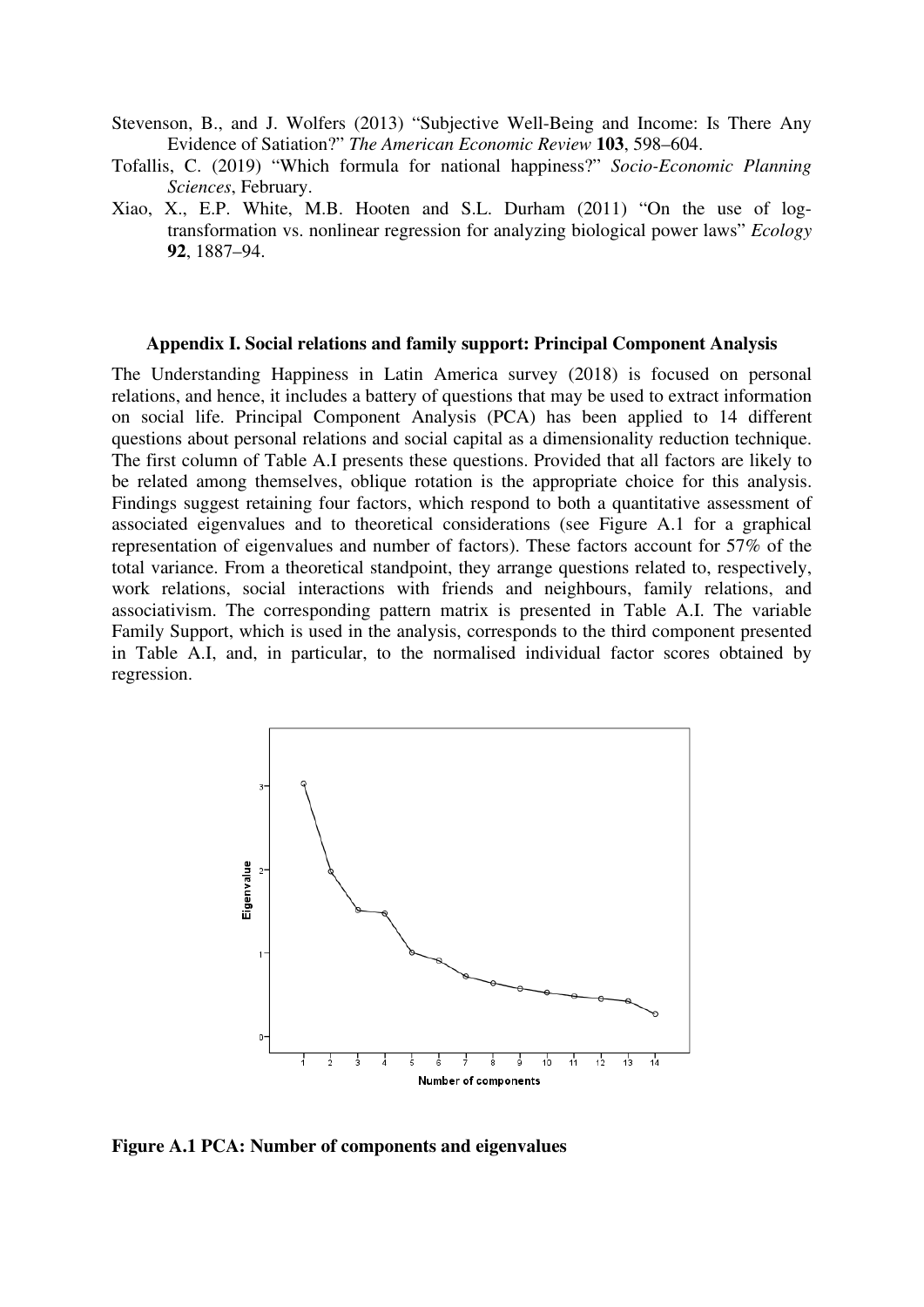Stevenson, B., and J. Wolfers (2013) "Subjective Well-Being and Income: Is There Any Evidence of Satiation?" *The American Economic Review* **103**, 598–604.

Tofallis, C. (2019) "Which formula for national happiness?" *Socio-Economic Planning Sciences*, February.

Xiao, X., E.P. White, M.B. Hooten and S.L. Durham (2011) "On the use of log-transformation vs. nonlinear regression for analyzing biological power laws" *Ecology* **92**, 1887–94.

### Appendix I. Social relations and family support: Principal Component Analysis

The Understanding Happiness in Latin America survey (2018) is focused on personal relations, and hence, it includes a battery of questions that may be used to extract information on social life. Principal Component Analysis (PCA) has been applied to 14 different questions about personal relations and social capital as a dimensionality reduction technique. The first column of Table A.I presents these questions. Provided that all factors are likely to be related among themselves, oblique rotation is the appropriate choice for this analysis. Findings suggest retaining four factors, which respond to both a quantitative assessment of associated eigenvalues and to theoretical considerations (see Figure A.1 for a graphical representation of eigenvalues and number of factors). These factors account for 57% of the total variance. From a theoretical standpoint, they arrange questions related to, respectively, work relations, social interactions with friends and neighbours, family relations, and associativism. The corresponding pattern matrix is presented in Table A.I. The variable Family Support, which is used in the analysis, corresponds to the third component presented in Table A.I, and, in particular, to the normalised individual factor scores obtained by regression.

Eigenvalue

3
2
1
0

1 2 3 4 5 6 7 8 9 10 11 12 13 14

Number of components

**Figure A.1 PCA: Number of components and eigenvalues**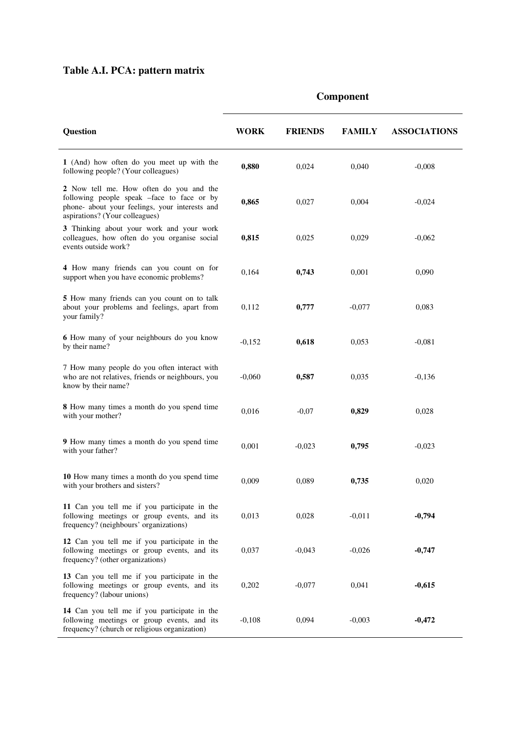### Table A.I. PCA: pattern matrix

| Question | Component | | | |
|---|---|---|---|---|
| | WORK | FRIENDS | FAMILY | ASSOCIATIONS |
| **1** (And) how often do you meet up with the following people? (Your colleagues) | **0,880** | 0,024 | 0,040 | -0,008 |
| **2** Now tell me. How often do you and the following people speak –face to face or by phone- about your feelings, your interests and aspirations? (Your colleagues) | **0,865** | 0,027 | 0,004 | -0,024 |
| **3** Thinking about your work and your work colleagues, how often do you organise social events outside work? | **0,815** | 0,025 | 0,029 | -0,062 |
| **4** How many friends can you count on for support when you have economic problems? | 0,164 | **0,743** | 0,001 | 0,090 |
| **5** How many friends can you count on to talk about your problems and feelings, apart from your family? | 0,112 | **0,777** | -0,077 | 0,083 |
| **6** How many of your neighbours do you know by their name? | -0,152 | **0,618** | 0,053 | -0,081 |
| 7 How many people do you often interact with who are not relatives, friends or neighbours, you know by their name? | -0,060 | **0,587** | 0,035 | -0,136 |
| **8** How many times a month do you spend time with your mother? | 0,016 | -0,07 | **0,829** | 0,028 |
| **9** How many times a month do you spend time with your father? | 0,001 | -0,023 | **0,795** | -0,023 |
| **10** How many times a month do you spend time with your brothers and sisters? | 0,009 | 0,089 | **0,735** | 0,020 |
| **11** Can you tell me if you participate in the following meetings or group events, and its frequency? (neighbours' organizations) | 0,013 | 0,028 | -0,011 | **-0,794** |
| **12** Can you tell me if you participate in the following meetings or group events, and its frequency? (other organizations) | 0,037 | -0,043 | -0,026 | **-0,747** |
| **13** Can you tell me if you participate in the following meetings or group events, and its frequency? (labour unions) | 0,202 | -0,077 | 0,041 | **-0,615** |
| **14** Can you tell me if you participate in the following meetings or group events, and its frequency? (church or religious organization) | -0,108 | 0,094 | -0,003 | **-0,472** |